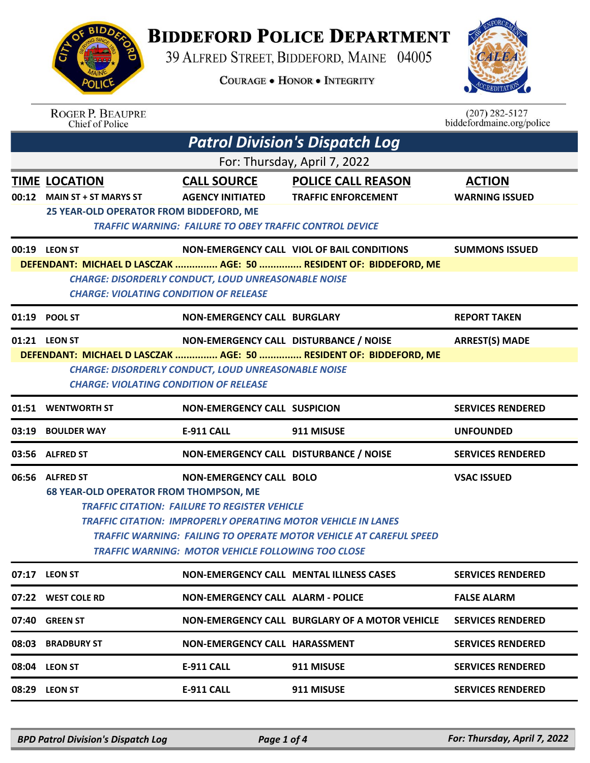# Biddeford Police Department

39 Alfred Street, Biddeford, Maine 04005

Courage • Honor • Integrity

Roger P. Beaupre
Chief of Police

(207) 282-5127
biddefordmaine.org/police

## Patrol Division's Dispatch Log

For: Thursday, April 7, 2022

| TIME | LOCATION | CALL SOURCE | POLICE CALL REASON | ACTION |
|---|---|---|---|---|
| 00:12 | MAIN ST + ST MARYS ST | AGENCY INITIATED | TRAFFIC ENFORCEMENT | WARNING ISSUED |

25 YEAR-OLD OPERATOR FROM BIDDEFORD, ME

*TRAFFIC WARNING: FAILURE TO OBEY TRAFFIC CONTROL DEVICE*

| TIME | LOCATION | CALL SOURCE | POLICE CALL REASON | ACTION |
|---|---|---|---|---|
| 00:19 | LEON ST | NON-EMERGENCY CALL | VIOL OF BAIL CONDITIONS | SUMMONS ISSUED |

DEFENDANT: MICHAEL D LASCZAK ............... AGE: 50 ............... RESIDENT OF: BIDDEFORD, ME

*CHARGE: DISORDERLY CONDUCT, LOUD UNREASONABLE NOISE*
*CHARGE: VIOLATING CONDITION OF RELEASE*

| TIME | LOCATION | CALL SOURCE | POLICE CALL REASON | ACTION |
|---|---|---|---|---|
| 01:19 | POOL ST | NON-EMERGENCY CALL | BURGLARY | REPORT TAKEN |
| 01:21 | LEON ST | NON-EMERGENCY CALL | DISTURBANCE / NOISE | ARREST(S) MADE |

DEFENDANT: MICHAEL D LASCZAK ............... AGE: 50 ............... RESIDENT OF: BIDDEFORD, ME

*CHARGE: DISORDERLY CONDUCT, LOUD UNREASONABLE NOISE*
*CHARGE: VIOLATING CONDITION OF RELEASE*

| TIME | LOCATION | CALL SOURCE | POLICE CALL REASON | ACTION |
|---|---|---|---|---|
| 01:51 | WENTWORTH ST | NON-EMERGENCY CALL | SUSPICION | SERVICES RENDERED |
| 03:19 | BOULDER WAY | E-911 CALL | 911 MISUSE | UNFOUNDED |
| 03:56 | ALFRED ST | NON-EMERGENCY CALL | DISTURBANCE / NOISE | SERVICES RENDERED |
| 06:56 | ALFRED ST | NON-EMERGENCY CALL | BOLO | VSAC ISSUED |

68 YEAR-OLD OPERATOR FROM THOMPSON, ME

*TRAFFIC CITATION: FAILURE TO REGISTER VEHICLE*
*TRAFFIC CITATION: IMPROPERLY OPERATING MOTOR VEHICLE IN LANES*
*TRAFFIC WARNING: FAILING TO OPERATE MOTOR VEHICLE AT CAREFUL SPEED*
*TRAFFIC WARNING: MOTOR VEHICLE FOLLOWING TOO CLOSE*

| TIME | LOCATION | CALL SOURCE | POLICE CALL REASON | ACTION |
|---|---|---|---|---|
| 07:17 | LEON ST | NON-EMERGENCY CALL | MENTAL ILLNESS CASES | SERVICES RENDERED |
| 07:22 | WEST COLE RD | NON-EMERGENCY CALL | ALARM - POLICE | FALSE ALARM |
| 07:40 | GREEN ST | NON-EMERGENCY CALL | BURGLARY OF A MOTOR VEHICLE | SERVICES RENDERED |
| 08:03 | BRADBURY ST | NON-EMERGENCY CALL | HARASSMENT | SERVICES RENDERED |
| 08:04 | LEON ST | E-911 CALL | 911 MISUSE | SERVICES RENDERED |
| 08:29 | LEON ST | E-911 CALL | 911 MISUSE | SERVICES RENDERED |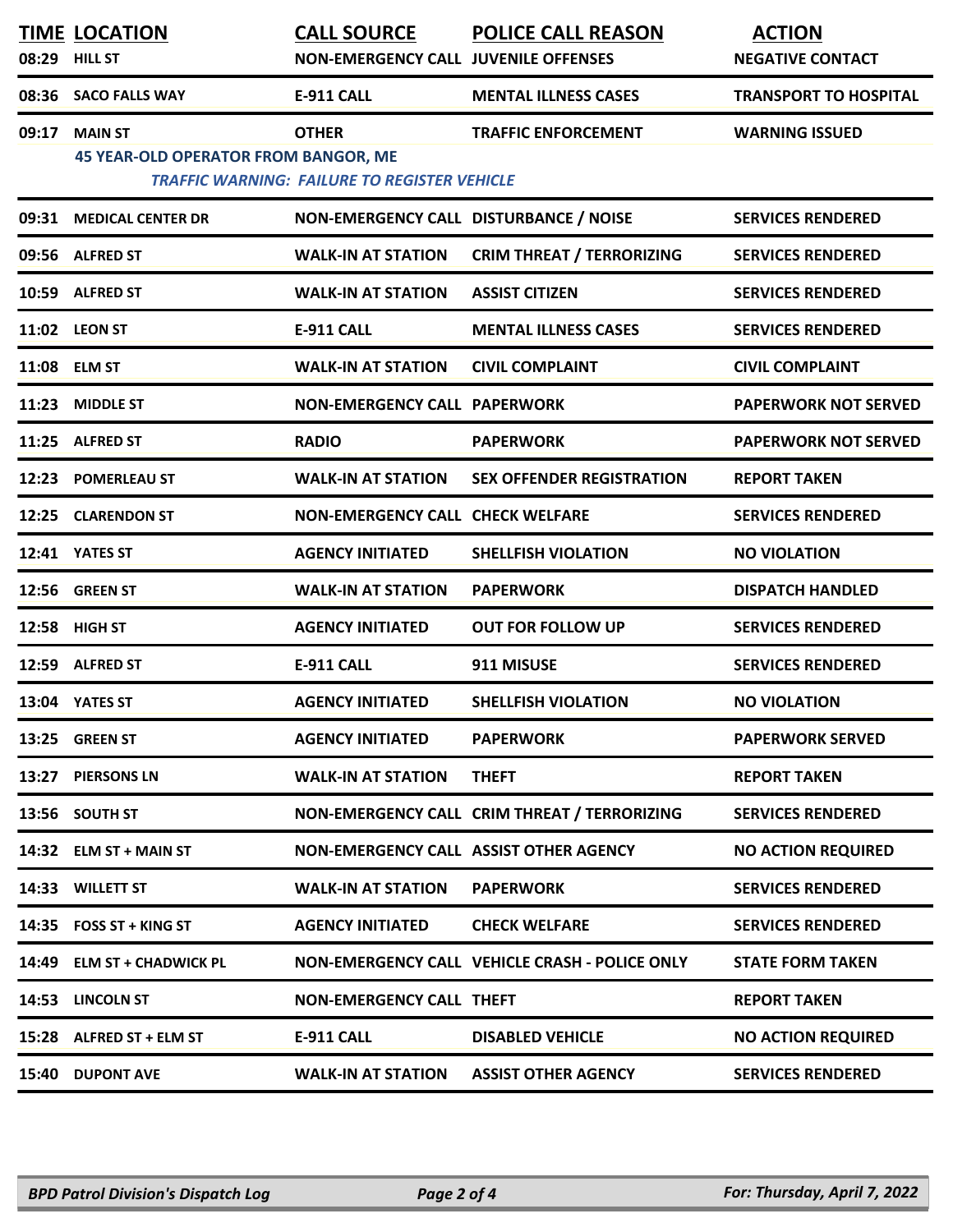| TIME | LOCATION | CALL SOURCE | POLICE CALL REASON | ACTION |
|---|---|---|---|---|
| 08:29 | HILL ST | NON-EMERGENCY CALL | JUVENILE OFFENSES | NEGATIVE CONTACT |
| 08:36 | SACO FALLS WAY | E-911 CALL | MENTAL ILLNESS CASES | TRANSPORT TO HOSPITAL |
| 09:17 | MAIN ST | OTHER | TRAFFIC ENFORCEMENT | WARNING ISSUED |
| | 45 YEAR-OLD OPERATOR FROM BANGOR, ME *TRAFFIC WARNING: FAILURE TO REGISTER VEHICLE* | | | |
| 09:31 | MEDICAL CENTER DR | NON-EMERGENCY CALL | DISTURBANCE / NOISE | SERVICES RENDERED |
| 09:56 | ALFRED ST | WALK-IN AT STATION | CRIM THREAT / TERRORIZING | SERVICES RENDERED |
| 10:59 | ALFRED ST | WALK-IN AT STATION | ASSIST CITIZEN | SERVICES RENDERED |
| 11:02 | LEON ST | E-911 CALL | MENTAL ILLNESS CASES | SERVICES RENDERED |
| 11:08 | ELM ST | WALK-IN AT STATION | CIVIL COMPLAINT | CIVIL COMPLAINT |
| 11:23 | MIDDLE ST | NON-EMERGENCY CALL | PAPERWORK | PAPERWORK NOT SERVED |
| 11:25 | ALFRED ST | RADIO | PAPERWORK | PAPERWORK NOT SERVED |
| 12:23 | POMERLEAU ST | WALK-IN AT STATION | SEX OFFENDER REGISTRATION | REPORT TAKEN |
| 12:25 | CLARENDON ST | NON-EMERGENCY CALL | CHECK WELFARE | SERVICES RENDERED |
| 12:41 | YATES ST | AGENCY INITIATED | SHELLFISH VIOLATION | NO VIOLATION |
| 12:56 | GREEN ST | WALK-IN AT STATION | PAPERWORK | DISPATCH HANDLED |
| 12:58 | HIGH ST | AGENCY INITIATED | OUT FOR FOLLOW UP | SERVICES RENDERED |
| 12:59 | ALFRED ST | E-911 CALL | 911 MISUSE | SERVICES RENDERED |
| 13:04 | YATES ST | AGENCY INITIATED | SHELLFISH VIOLATION | NO VIOLATION |
| 13:25 | GREEN ST | AGENCY INITIATED | PAPERWORK | PAPERWORK SERVED |
| 13:27 | PIERSONS LN | WALK-IN AT STATION | THEFT | REPORT TAKEN |
| 13:56 | SOUTH ST | NON-EMERGENCY CALL | CRIM THREAT / TERRORIZING | SERVICES RENDERED |
| 14:32 | ELM ST + MAIN ST | NON-EMERGENCY CALL | ASSIST OTHER AGENCY | NO ACTION REQUIRED |
| 14:33 | WILLETT ST | WALK-IN AT STATION | PAPERWORK | SERVICES RENDERED |
| 14:35 | FOSS ST + KING ST | AGENCY INITIATED | CHECK WELFARE | SERVICES RENDERED |
| 14:49 | ELM ST + CHADWICK PL | NON-EMERGENCY CALL | VEHICLE CRASH - POLICE ONLY | STATE FORM TAKEN |
| 14:53 | LINCOLN ST | NON-EMERGENCY CALL | THEFT | REPORT TAKEN |
| 15:28 | ALFRED ST + ELM ST | E-911 CALL | DISABLED VEHICLE | NO ACTION REQUIRED |
| 15:40 | DUPONT AVE | WALK-IN AT STATION | ASSIST OTHER AGENCY | SERVICES RENDERED |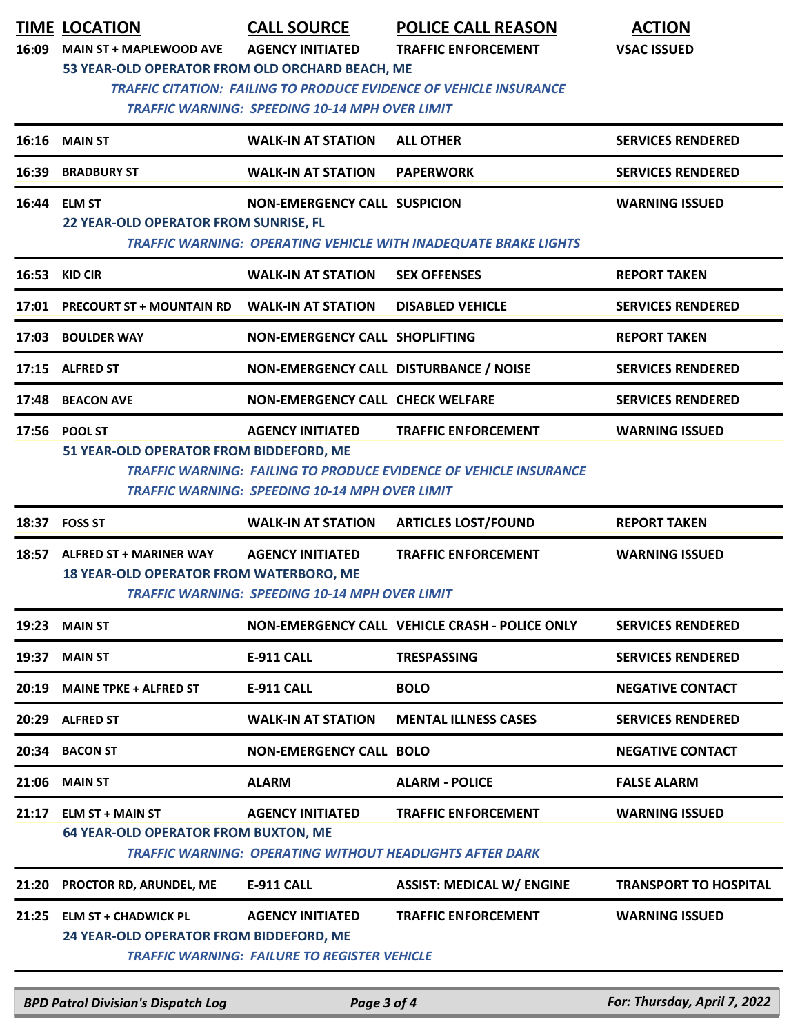| TIME | LOCATION | CALL SOURCE | POLICE CALL REASON | ACTION |
|---|---|---|---|---|
| 16:09 | MAIN ST + MAPLEWOOD AVE | AGENCY INITIATED | TRAFFIC ENFORCEMENT | VSAC ISSUED |
| | 53 YEAR-OLD OPERATOR FROM OLD ORCHARD BEACH, ME | | | |
| | *TRAFFIC CITATION: FAILING TO PRODUCE EVIDENCE OF VEHICLE INSURANCE* | | | |
| | *TRAFFIC WARNING: SPEEDING 10-14 MPH OVER LIMIT* | | | |
| 16:16 | MAIN ST | WALK-IN AT STATION | ALL OTHER | SERVICES RENDERED |
| 16:39 | BRADBURY ST | WALK-IN AT STATION | PAPERWORK | SERVICES RENDERED |
| 16:44 | ELM ST | NON-EMERGENCY CALL | SUSPICION | WARNING ISSUED |
| | 22 YEAR-OLD OPERATOR FROM SUNRISE, FL | | | |
| | *TRAFFIC WARNING: OPERATING VEHICLE WITH INADEQUATE BRAKE LIGHTS* | | | |
| 16:53 | KID CIR | WALK-IN AT STATION | SEX OFFENSES | REPORT TAKEN |
| 17:01 | PRECOURT ST + MOUNTAIN RD | WALK-IN AT STATION | DISABLED VEHICLE | SERVICES RENDERED |
| 17:03 | BOULDER WAY | NON-EMERGENCY CALL | SHOPLIFTING | REPORT TAKEN |
| 17:15 | ALFRED ST | NON-EMERGENCY CALL | DISTURBANCE / NOISE | SERVICES RENDERED |
| 17:48 | BEACON AVE | NON-EMERGENCY CALL | CHECK WELFARE | SERVICES RENDERED |
| 17:56 | POOL ST | AGENCY INITIATED | TRAFFIC ENFORCEMENT | WARNING ISSUED |
| | 51 YEAR-OLD OPERATOR FROM BIDDEFORD, ME | | | |
| | *TRAFFIC WARNING: FAILING TO PRODUCE EVIDENCE OF VEHICLE INSURANCE* | | | |
| | *TRAFFIC WARNING: SPEEDING 10-14 MPH OVER LIMIT* | | | |
| 18:37 | FOSS ST | WALK-IN AT STATION | ARTICLES LOST/FOUND | REPORT TAKEN |
| 18:57 | ALFRED ST + MARINER WAY | AGENCY INITIATED | TRAFFIC ENFORCEMENT | WARNING ISSUED |
| | 18 YEAR-OLD OPERATOR FROM WATERBORO, ME | | | |
| | *TRAFFIC WARNING: SPEEDING 10-14 MPH OVER LIMIT* | | | |
| 19:23 | MAIN ST | NON-EMERGENCY CALL | VEHICLE CRASH - POLICE ONLY | SERVICES RENDERED |
| 19:37 | MAIN ST | E-911 CALL | TRESPASSING | SERVICES RENDERED |
| 20:19 | MAINE TPKE + ALFRED ST | E-911 CALL | BOLO | NEGATIVE CONTACT |
| 20:29 | ALFRED ST | WALK-IN AT STATION | MENTAL ILLNESS CASES | SERVICES RENDERED |
| 20:34 | BACON ST | NON-EMERGENCY CALL | BOLO | NEGATIVE CONTACT |
| 21:06 | MAIN ST | ALARM | ALARM - POLICE | FALSE ALARM |
| 21:17 | ELM ST + MAIN ST | AGENCY INITIATED | TRAFFIC ENFORCEMENT | WARNING ISSUED |
| | 64 YEAR-OLD OPERATOR FROM BUXTON, ME | | | |
| | *TRAFFIC WARNING: OPERATING WITHOUT HEADLIGHTS AFTER DARK* | | | |
| 21:20 | PROCTOR RD, ARUNDEL, ME | E-911 CALL | ASSIST: MEDICAL W/ ENGINE | TRANSPORT TO HOSPITAL |
| 21:25 | ELM ST + CHADWICK PL | AGENCY INITIATED | TRAFFIC ENFORCEMENT | WARNING ISSUED |
| | 24 YEAR-OLD OPERATOR FROM BIDDEFORD, ME | | | |
| | *TRAFFIC WARNING: FAILURE TO REGISTER VEHICLE* | | | |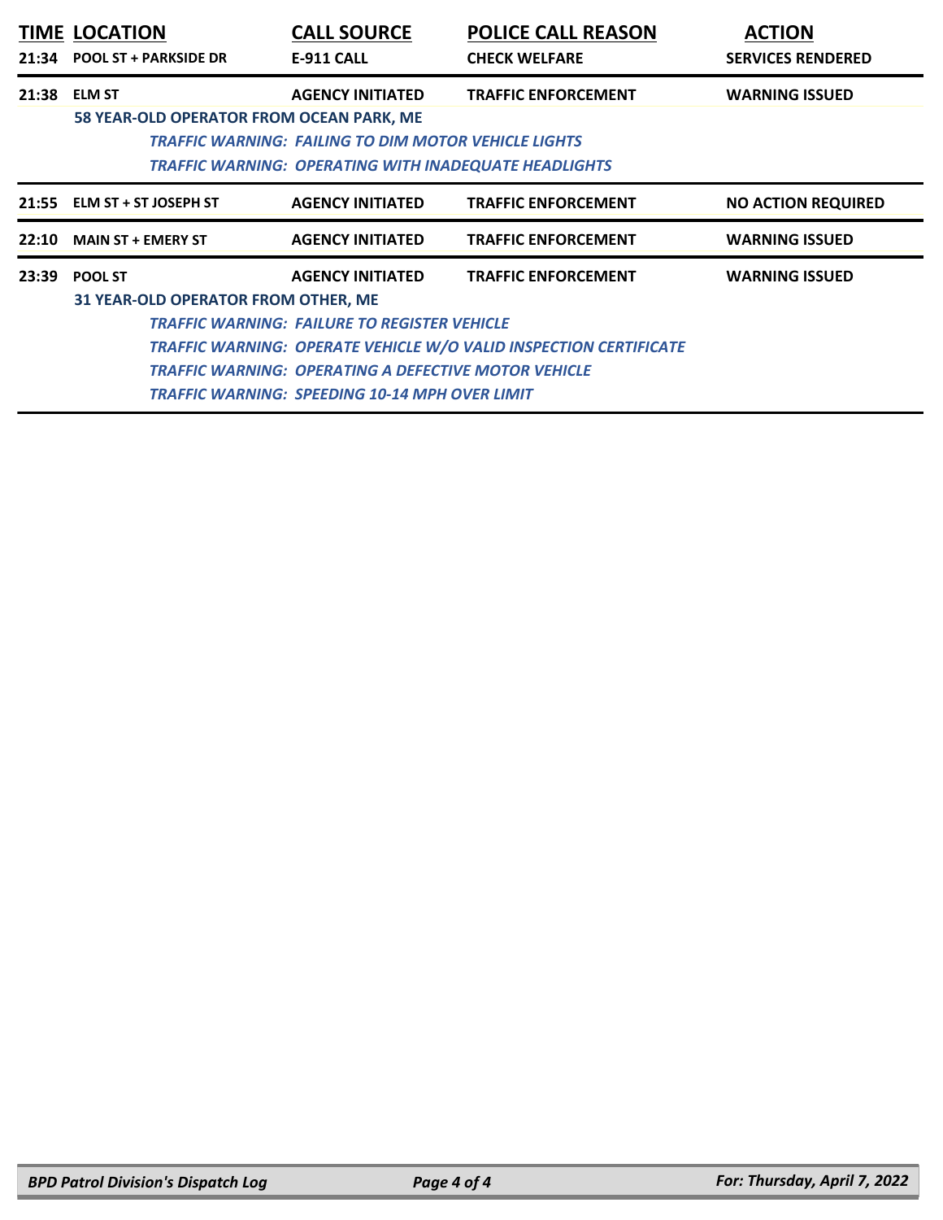| TIME | LOCATION | CALL SOURCE | POLICE CALL REASON | ACTION |
|---|---|---|---|---|
| 21:34 | POOL ST + PARKSIDE DR | E-911 CALL | CHECK WELFARE | SERVICES RENDERED |
| 21:38 | ELM ST | AGENCY INITIATED | TRAFFIC ENFORCEMENT | WARNING ISSUED |
| | 58 YEAR-OLD OPERATOR FROM OCEAN PARK, ME | | | |
| | *TRAFFIC WARNING: FAILING TO DIM MOTOR VEHICLE LIGHTS* | | | |
| | *TRAFFIC WARNING: OPERATING WITH INADEQUATE HEADLIGHTS* | | | |
| 21:55 | ELM ST + ST JOSEPH ST | AGENCY INITIATED | TRAFFIC ENFORCEMENT | NO ACTION REQUIRED |
| 22:10 | MAIN ST + EMERY ST | AGENCY INITIATED | TRAFFIC ENFORCEMENT | WARNING ISSUED |
| 23:39 | POOL ST | AGENCY INITIATED | TRAFFIC ENFORCEMENT | WARNING ISSUED |
| | 31 YEAR-OLD OPERATOR FROM OTHER, ME | | | |
| | *TRAFFIC WARNING: FAILURE TO REGISTER VEHICLE* | | | |
| | *TRAFFIC WARNING: OPERATE VEHICLE W/O VALID INSPECTION CERTIFICATE* | | | |
| | *TRAFFIC WARNING: OPERATING A DEFECTIVE MOTOR VEHICLE* | | | |
| | *TRAFFIC WARNING: SPEEDING 10-14 MPH OVER LIMIT* | | | |